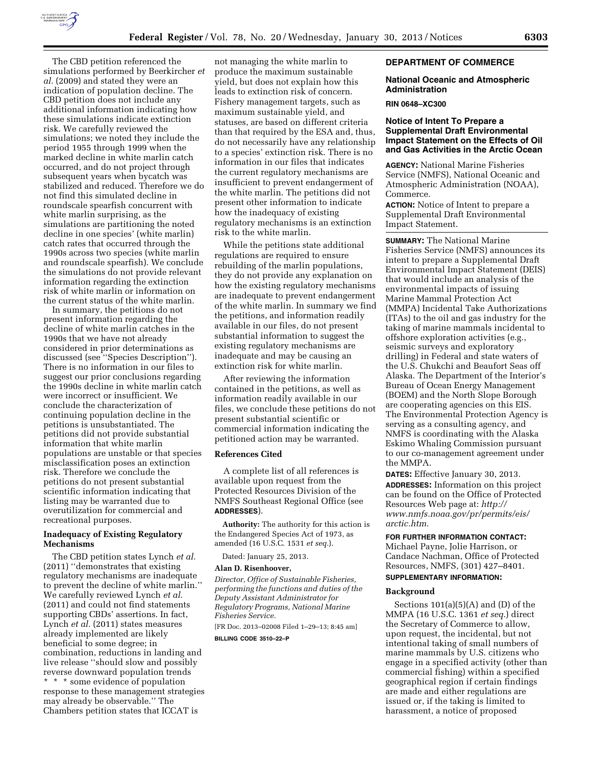The CBD petition referenced the simulations performed by Beerkircher *et al.* (2009) and stated they were an indication of population decline. The CBD petition does not include any additional information indicating how these simulations indicate extinction risk. We carefully reviewed the simulations; we noted they include the period 1955 through 1999 when the marked decline in white marlin catch occurred, and do not project through subsequent years when bycatch was stabilized and reduced. Therefore we do not find this simulated decline in roundscale spearfish concurrent with white marlin surprising, as the simulations are partitioning the noted decline in one species' (white marlin) catch rates that occurred through the 1990s across two species (white marlin and roundscale spearfish). We conclude the simulations do not provide relevant information regarding the extinction risk of white marlin or information on the current status of the white marlin.

In summary, the petitions do not present information regarding the decline of white marlin catches in the 1990s that we have not already considered in prior determinations as discussed (see ''Species Description''). There is no information in our files to suggest our prior conclusions regarding the 1990s decline in white marlin catch were incorrect or insufficient. We conclude the characterization of continuing population decline in the petitions is unsubstantiated. The petitions did not provide substantial information that white marlin populations are unstable or that species misclassification poses an extinction risk. Therefore we conclude the petitions do not present substantial scientific information indicating that listing may be warranted due to overutilization for commercial and recreational purposes.

### Inadequacy of Existing Regulatory Mechanisms

The CBD petition states Lynch *et al.* (2011) ''demonstrates that existing regulatory mechanisms are inadequate to prevent the decline of white marlin.'' We carefully reviewed Lynch *et al.* (2011) and could not find statements supporting CBDs' assertions. In fact, Lynch *et al.* (2011) states measures already implemented are likely beneficial to some degree; in combination, reductions in landing and live release ''should slow and possibly reverse downward population trends * * * some evidence of population response to these management strategies may already be observable.'' The Chambers petition states that ICCAT is not managing the white marlin to produce the maximum sustainable yield, but does not explain how this leads to extinction risk of concern. Fishery management targets, such as maximum sustainable yield, and statuses, are based on different criteria than that required by the ESA and, thus, do not necessarily have any relationship to a species' extinction risk. There is no information in our files that indicates the current regulatory mechanisms are insufficient to prevent endangerment of the white marlin. The petitions did not present other information to indicate how the inadequacy of existing regulatory mechanisms is an extinction risk to the white marlin.

While the petitions state additional regulations are required to ensure rebuilding of the marlin populations, they do not provide any explanation on how the existing regulatory mechanisms are inadequate to prevent endangerment of the white marlin. In summary we find the petitions, and information readily available in our files, do not present substantial information to suggest the existing regulatory mechanisms are inadequate and may be causing an extinction risk for white marlin.

After reviewing the information contained in the petitions, as well as information readily available in our files, we conclude these petitions do not present substantial scientific or commercial information indicating the petitioned action may be warranted.

### References Cited

A complete list of all references is available upon request from the Protected Resources Division of the NMFS Southeast Regional Office (see **ADDRESSES**).

**Authority:** The authority for this action is the Endangered Species Act of 1973, as amended (16 U.S.C. 1531 *et seq.*).

Dated: January 25, 2013.

**Alan D. Risenhoover,**

*Director, Office of Sustainable Fisheries, performing the functions and duties of the Deputy Assistant Administrator for Regulatory Programs, National Marine Fisheries Service.*

[FR Doc. 2013–02008 Filed 1–29–13; 8:45 am]

**BILLING CODE 3510–22–P**

## DEPARTMENT OF COMMERCE

### National Oceanic and Atmospheric Administration

**RIN 0648–XC300**

### Notice of Intent To Prepare a Supplemental Draft Environmental Impact Statement on the Effects of Oil and Gas Activities in the Arctic Ocean

**AGENCY:** National Marine Fisheries Service (NMFS), National Oceanic and Atmospheric Administration (NOAA), Commerce.

**ACTION:** Notice of Intent to prepare a Supplemental Draft Environmental Impact Statement.

**SUMMARY:** The National Marine Fisheries Service (NMFS) announces its intent to prepare a Supplemental Draft Environmental Impact Statement (DEIS) that would include an analysis of the environmental impacts of issuing Marine Mammal Protection Act (MMPA) Incidental Take Authorizations (ITAs) to the oil and gas industry for the taking of marine mammals incidental to offshore exploration activities (e.g., seismic surveys and exploratory drilling) in Federal and state waters of the U.S. Chukchi and Beaufort Seas off Alaska. The Department of the Interior's Bureau of Ocean Energy Management (BOEM) and the North Slope Borough are cooperating agencies on this EIS. The Environmental Protection Agency is serving as a consulting agency, and NMFS is coordinating with the Alaska Eskimo Whaling Commission pursuant to our co-management agreement under the MMPA.

**DATES:** Effective January 30, 2013.

**ADDRESSES:** Information on this project can be found on the Office of Protected Resources Web page at: *http://www.nmfs.noaa.gov/pr/permits/eis/arctic.htm*.

**FOR FURTHER INFORMATION CONTACT:** Michael Payne, Jolie Harrison, or Candace Nachman, Office of Protected Resources, NMFS, (301) 427–8401.

**SUPPLEMENTARY INFORMATION:**

### Background

Sections 101(a)(5)(A) and (D) of the MMPA (16 U.S.C. 1361 *et seq.*) direct the Secretary of Commerce to allow, upon request, the incidental, but not intentional taking of small numbers of marine mammals by U.S. citizens who engage in a specified activity (other than commercial fishing) within a specified geographical region if certain findings are made and either regulations are issued or, if the taking is limited to harassment, a notice of proposed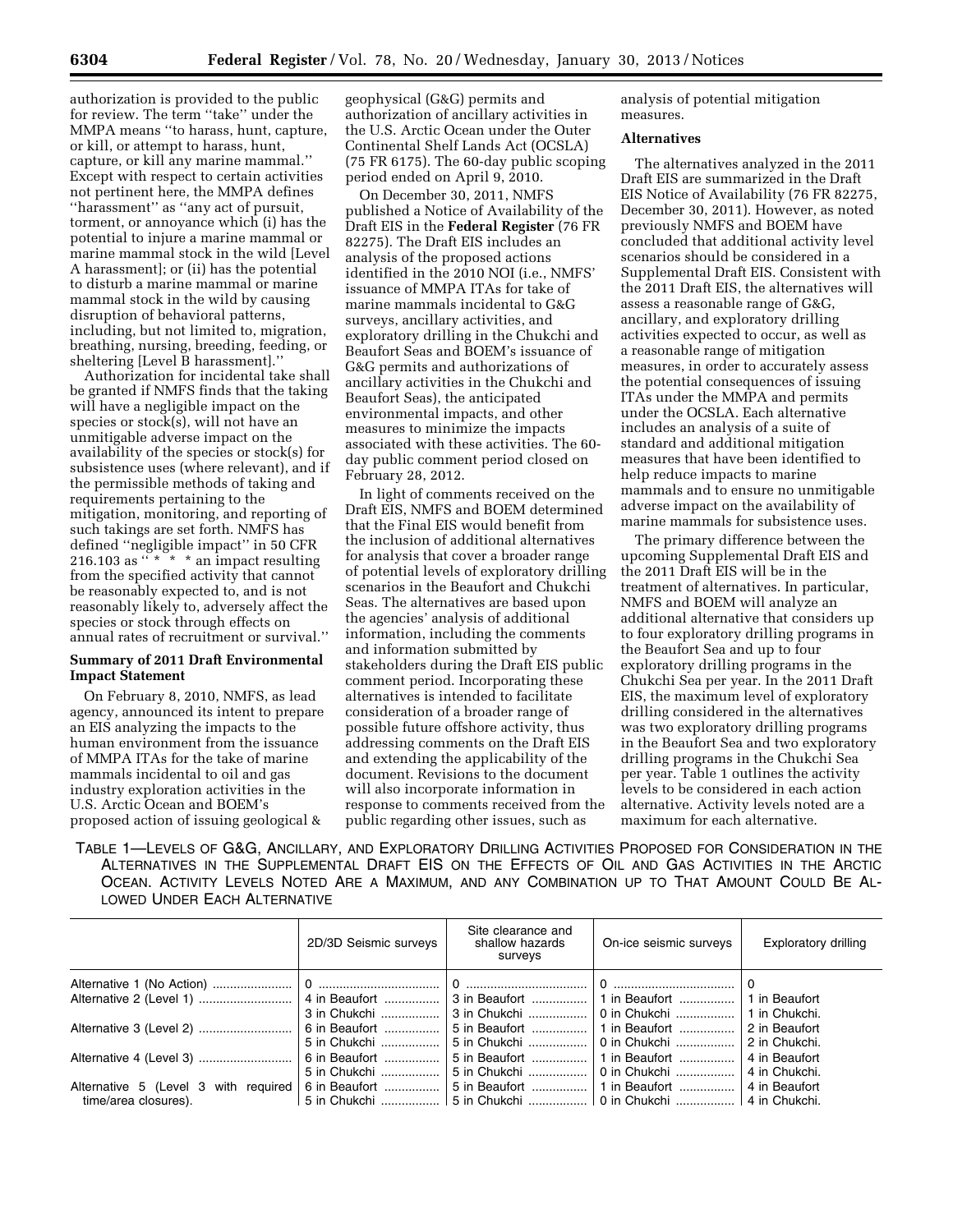authorization is provided to the public for review. The term ''take'' under the MMPA means ''to harass, hunt, capture, or kill, or attempt to harass, hunt, capture, or kill any marine mammal.'' Except with respect to certain activities not pertinent here, the MMPA defines ''harassment'' as ''any act of pursuit, torment, or annoyance which (i) has the potential to injure a marine mammal or marine mammal stock in the wild [Level A harassment]; or (ii) has the potential to disturb a marine mammal or marine mammal stock in the wild by causing disruption of behavioral patterns, including, but not limited to, migration, breathing, nursing, breeding, feeding, or sheltering [Level B harassment].''

Authorization for incidental take shall be granted if NMFS finds that the taking will have a negligible impact on the species or stock(s), will not have an unmitigable adverse impact on the availability of the species or stock(s) for subsistence uses (where relevant), and if the permissible methods of taking and requirements pertaining to the mitigation, monitoring, and reporting of such takings are set forth. NMFS has defined ''negligible impact'' in 50 CFR 216.103 as ''* * * an impact resulting from the specified activity that cannot be reasonably expected to, and is not reasonably likely to, adversely affect the species or stock through effects on annual rates of recruitment or survival.''

**Summary of 2011 Draft Environmental Impact Statement**

On February 8, 2010, NMFS, as lead agency, announced its intent to prepare an EIS analyzing the impacts to the human environment from the issuance of MMPA ITAs for the take of marine mammals incidental to oil and gas industry exploration activities in the U.S. Arctic Ocean and BOEM's proposed action of issuing geological & geophysical (G&G) permits and authorization of ancillary activities in the U.S. Arctic Ocean under the Outer Continental Shelf Lands Act (OCSLA) (75 FR 6175). The 60-day public scoping period ended on April 9, 2010.

On December 30, 2011, NMFS published a Notice of Availability of the Draft EIS in the **Federal Register** (76 FR 82275). The Draft EIS includes an analysis of the proposed actions identified in the 2010 NOI (i.e., NMFS' issuance of MMPA ITAs for take of marine mammals incidental to G&G surveys, ancillary activities, and exploratory drilling in the Chukchi and Beaufort Seas and BOEM's issuance of G&G permits and authorizations of ancillary activities in the Chukchi and Beaufort Seas), the anticipated environmental impacts, and other measures to minimize the impacts associated with these activities. The 60-day public comment period closed on February 28, 2012.

In light of comments received on the Draft EIS, NMFS and BOEM determined that the Final EIS would benefit from the inclusion of additional alternatives for analysis that cover a broader range of potential levels of exploratory drilling scenarios in the Beaufort and Chukchi Seas. The alternatives are based upon the agencies' analysis of additional information, including the comments and information submitted by stakeholders during the Draft EIS public comment period. Incorporating these alternatives is intended to facilitate consideration of a broader range of possible future offshore activity, thus addressing comments on the Draft EIS and extending the applicability of the document. Revisions to the document will also incorporate information in response to comments received from the public regarding other issues, such as analysis of potential mitigation measures.

**Alternatives**

The alternatives analyzed in the 2011 Draft EIS are summarized in the Draft EIS Notice of Availability (76 FR 82275, December 30, 2011). However, as noted previously NMFS and BOEM have concluded that additional activity level scenarios should be considered in a Supplemental Draft EIS. Consistent with the 2011 Draft EIS, the alternatives will assess a reasonable range of G&G, ancillary, and exploratory drilling activities expected to occur, as well as a reasonable range of mitigation measures, in order to accurately assess the potential consequences of issuing ITAs under the MMPA and permits under the OCSLA. Each alternative includes an analysis of a suite of standard and additional mitigation measures that have been identified to help reduce impacts to marine mammals and to ensure no unmitigable adverse impact on the availability of marine mammals for subsistence uses.

The primary difference between the upcoming Supplemental Draft EIS and the 2011 Draft EIS will be in the treatment of alternatives. In particular, NMFS and BOEM will analyze an additional alternative that considers up to four exploratory drilling programs in the Beaufort Sea and up to four exploratory drilling programs in the Chukchi Sea per year. In the 2011 Draft EIS, the maximum level of exploratory drilling considered in the alternatives was two exploratory drilling programs in the Beaufort Sea and two exploratory drilling programs in the Chukchi Sea per year. Table 1 outlines the activity levels to be considered in each action alternative. Activity levels noted are a maximum for each alternative.

TABLE 1—LEVELS OF G&G, ANCILLARY, AND EXPLORATORY DRILLING ACTIVITIES PROPOSED FOR CONSIDERATION IN THE ALTERNATIVES IN THE SUPPLEMENTAL DRAFT EIS ON THE EFFECTS OF OIL AND GAS ACTIVITIES IN THE ARCTIC OCEAN. ACTIVITY LEVELS NOTED ARE A MAXIMUM, AND ANY COMBINATION UP TO THAT AMOUNT COULD BE ALLOWED UNDER EACH ALTERNATIVE

| | 2D/3D Seismic surveys | Site clearance and shallow hazards surveys | On-ice seismic surveys | Exploratory drilling |
|---|---|---|---|---|
| Alternative 1 (No Action) | 0 | 0 | 0 | 0 |
| Alternative 2 (Level 1) | 4 in Beaufort<br>3 in Chukchi | 3 in Beaufort<br>3 in Chukchi | 1 in Beaufort<br>0 in Chukchi | 1 in Beaufort<br>1 in Chukchi. |
| Alternative 3 (Level 2) | 6 in Beaufort<br>5 in Chukchi | 5 in Beaufort<br>5 in Chukchi | 1 in Beaufort<br>0 in Chukchi | 2 in Beaufort<br>2 in Chukchi. |
| Alternative 4 (Level 3) | 6 in Beaufort<br>5 in Chukchi | 5 in Beaufort<br>5 in Chukchi | 1 in Beaufort<br>0 in Chukchi | 4 in Beaufort<br>4 in Chukchi. |
| Alternative 5 (Level 3 with required time/area closures). | 6 in Beaufort<br>5 in Chukchi | 5 in Beaufort<br>5 in Chukchi | 1 in Beaufort<br>0 in Chukchi | 4 in Beaufort<br>4 in Chukchi. |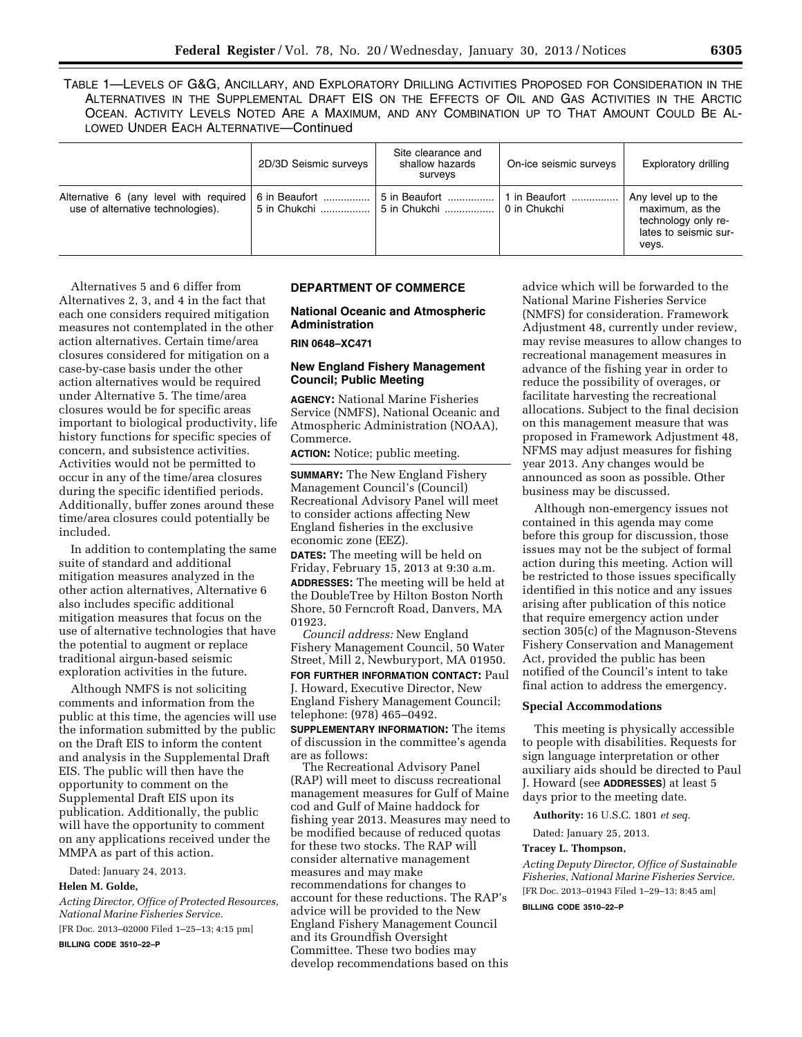TABLE 1—LEVELS OF G&G, ANCILLARY, AND EXPLORATORY DRILLING ACTIVITIES PROPOSED FOR CONSIDERATION IN THE ALTERNATIVES IN THE SUPPLEMENTAL DRAFT EIS ON THE EFFECTS OF OIL AND GAS ACTIVITIES IN THE ARCTIC OCEAN. ACTIVITY LEVELS NOTED ARE A MAXIMUM, AND ANY COMBINATION UP TO THAT AMOUNT COULD BE ALLOWED UNDER EACH ALTERNATIVE—Continued

| | 2D/3D Seismic surveys | Site clearance and shallow hazards surveys | On-ice seismic surveys | Exploratory drilling |
|---|---|---|---|---|
| Alternative 6 (any level with required use of alternative technologies). | 6 in Beaufort ................ 5 in Chukchi ................ | 5 in Beaufort ................ 5 in Chukchi ................ | 1 in Beaufort ................ 0 in Chukchi | Any level up to the maximum, as the technology only relates to seismic surveys. |

Alternatives 5 and 6 differ from Alternatives 2, 3, and 4 in the fact that each one considers required mitigation measures not contemplated in the other action alternatives. Certain time/area closures considered for mitigation on a case-by-case basis under the other action alternatives would be required under Alternative 5. The time/area closures would be for specific areas important to biological productivity, life history functions for specific species of concern, and subsistence activities. Activities would not be permitted to occur in any of the time/area closures during the specific identified periods. Additionally, buffer zones around these time/area closures could potentially be included.

In addition to contemplating the same suite of standard and additional mitigation measures analyzed in the other action alternatives, Alternative 6 also includes specific additional mitigation measures that focus on the use of alternative technologies that have the potential to augment or replace traditional airgun-based seismic exploration activities in the future.

Although NMFS is not soliciting comments and information from the public at this time, the agencies will use the information submitted by the public on the Draft EIS to inform the content and analysis in the Supplemental Draft EIS. The public will then have the opportunity to comment on the Supplemental Draft EIS upon its publication. Additionally, the public will have the opportunity to comment on any applications received under the MMPA as part of this action.

Dated: January 24, 2013.

**Helen M. Golde,**

*Acting Director, Office of Protected Resources, National Marine Fisheries Service.*

[FR Doc. 2013–02000 Filed 1–25–13; 4:15 pm]

**BILLING CODE 3510–22–P**

## DEPARTMENT OF COMMERCE

### National Oceanic and Atmospheric Administration

**RIN 0648–XC471**

### New England Fishery Management Council; Public Meeting

**AGENCY:** National Marine Fisheries Service (NMFS), National Oceanic and Atmospheric Administration (NOAA), Commerce.

**ACTION:** Notice; public meeting.

**SUMMARY:** The New England Fishery Management Council's (Council) Recreational Advisory Panel will meet to consider actions affecting New England fisheries in the exclusive economic zone (EEZ).

**DATES:** The meeting will be held on Friday, February 15, 2013 at 9:30 a.m.

**ADDRESSES:** The meeting will be held at the DoubleTree by Hilton Boston North Shore, 50 Ferncroft Road, Danvers, MA 01923.

*Council address:* New England Fishery Management Council, 50 Water Street, Mill 2, Newburyport, MA 01950.

**FOR FURTHER INFORMATION CONTACT:** Paul J. Howard, Executive Director, New England Fishery Management Council; telephone: (978) 465–0492.

**SUPPLEMENTARY INFORMATION:** The items of discussion in the committee's agenda are as follows:

The Recreational Advisory Panel (RAP) will meet to discuss recreational management measures for Gulf of Maine cod and Gulf of Maine haddock for fishing year 2013. Measures may need to be modified because of reduced quotas for these two stocks. The RAP will consider alternative management measures and may make recommendations for changes to account for these reductions. The RAP's advice will be provided to the New England Fishery Management Council and its Groundfish Oversight Committee. These two bodies may develop recommendations based on this advice which will be forwarded to the National Marine Fisheries Service (NMFS) for consideration. Framework Adjustment 48, currently under review, may revise measures to allow changes to recreational management measures in advance of the fishing year in order to reduce the possibility of overages, or facilitate harvesting the recreational allocations. Subject to the final decision on this management measure that was proposed in Framework Adjustment 48, NFMS may adjust measures for fishing year 2013. Any changes would be announced as soon as possible. Other business may be discussed.

Although non-emergency issues not contained in this agenda may come before this group for discussion, those issues may not be the subject of formal action during this meeting. Action will be restricted to those issues specifically identified in this notice and any issues arising after publication of this notice that require emergency action under section 305(c) of the Magnuson-Stevens Fishery Conservation and Management Act, provided the public has been notified of the Council's intent to take final action to address the emergency.

### Special Accommodations

This meeting is physically accessible to people with disabilities. Requests for sign language interpretation or other auxiliary aids should be directed to Paul J. Howard (see **ADDRESSES**) at least 5 days prior to the meeting date.

**Authority:** 16 U.S.C. 1801 *et seq.*

Dated: January 25, 2013.

**Tracey L. Thompson,**

*Acting Deputy Director, Office of Sustainable Fisheries, National Marine Fisheries Service.*

[FR Doc. 2013–01943 Filed 1–29–13; 8:45 am]

**BILLING CODE 3510–22–P**